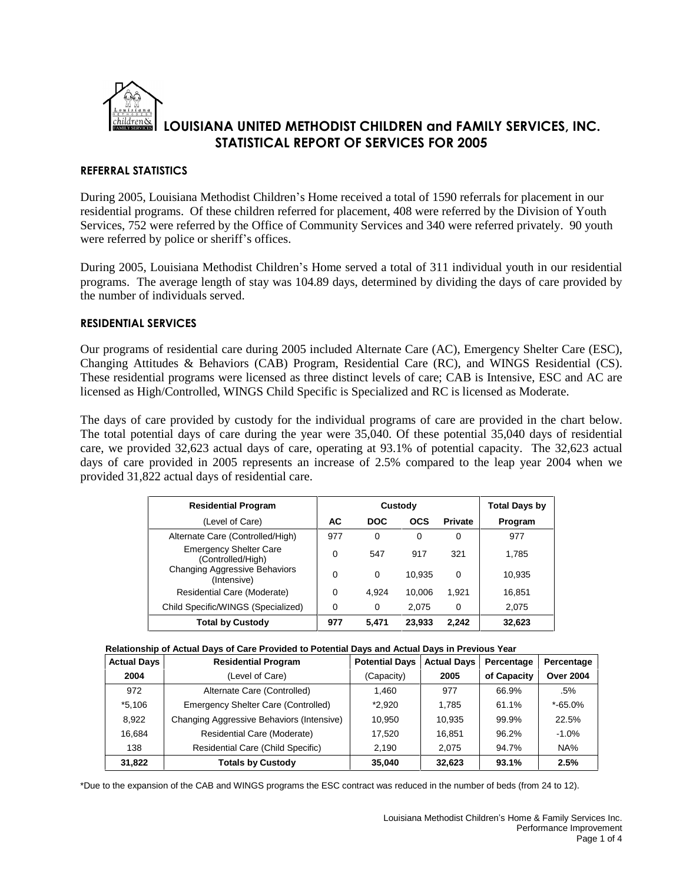# LOUISIANA UNITED METHODIST CHILDREN and FAMILY SERVICES, INC.
## STATISTICAL REPORT OF SERVICES FOR 2005

### REFERRAL STATISTICS

During 2005, Louisiana Methodist Children's Home received a total of 1590 referrals for placement in our residential programs. Of these children referred for placement, 408 were referred by the Division of Youth Services, 752 were referred by the Office of Community Services and 340 were referred privately. 90 youth were referred by police or sheriff's offices.

During 2005, Louisiana Methodist Children's Home served a total of 311 individual youth in our residential programs. The average length of stay was 104.89 days, determined by dividing the days of care provided by the number of individuals served.

### RESIDENTIAL SERVICES

Our programs of residential care during 2005 included Alternate Care (AC), Emergency Shelter Care (ESC), Changing Attitudes & Behaviors (CAB) Program, Residential Care (RC), and WINGS Residential (CS). These residential programs were licensed as three distinct levels of care; CAB is Intensive, ESC and AC are licensed as High/Controlled, WINGS Child Specific is Specialized and RC is licensed as Moderate.

The days of care provided by custody for the individual programs of care are provided in the chart below. The total potential days of care during the year were 35,040. Of these potential 35,040 days of residential care, we provided 32,623 actual days of care, operating at 93.1% of potential capacity. The 32,623 actual days of care provided in 2005 represents an increase of 2.5% compared to the leap year 2004 when we provided 31,822 actual days of residential care.

| Residential Program | Custody | | | | Total Days by |
|---|---|---|---|---|---|
| (Level of Care) | AC | DOC | OCS | Private | Program |
| Alternate Care (Controlled/High) | 977 | 0 | 0 | 0 | 977 |
| Emergency Shelter Care (Controlled/High) | 0 | 547 | 917 | 321 | 1,785 |
| Changing Aggressive Behaviors (Intensive) | 0 | 0 | 10,935 | 0 | 10,935 |
| Residential Care (Moderate) | 0 | 4,924 | 10,006 | 1,921 | 16,851 |
| Child Specific/WINGS (Specialized) | 0 | 0 | 2,075 | 0 | 2,075 |
| **Total by Custody** | **977** | **5,471** | **23,933** | **2,242** | **32,623** |

**Relationship of Actual Days of Care Provided to Potential Days and Actual Days in Previous Year**

| Actual Days | Residential Program | Potential Days | Actual Days | Percentage | Percentage |
|---|---|---|---|---|---|
| 2004 | (Level of Care) | (Capacity) | 2005 | of Capacity | Over 2004 |
| 972 | Alternate Care (Controlled) | 1,460 | 977 | 66.9% | .5% |
| *5,106 | Emergency Shelter Care (Controlled) | *2,920 | 1,785 | 61.1% | *-65.0% |
| 8,922 | Changing Aggressive Behaviors (Intensive) | 10,950 | 10,935 | 99.9% | 22.5% |
| 16,684 | Residential Care (Moderate) | 17,520 | 16,851 | 96.2% | -1.0% |
| 138 | Residential Care (Child Specific) | 2,190 | 2,075 | 94.7% | NA% |
| **31,822** | **Totals by Custody** | **35,040** | **32,623** | **93.1%** | **2.5%** |

*Due to the expansion of the CAB and WINGS programs the ESC contract was reduced in the number of beds (from 24 to 12).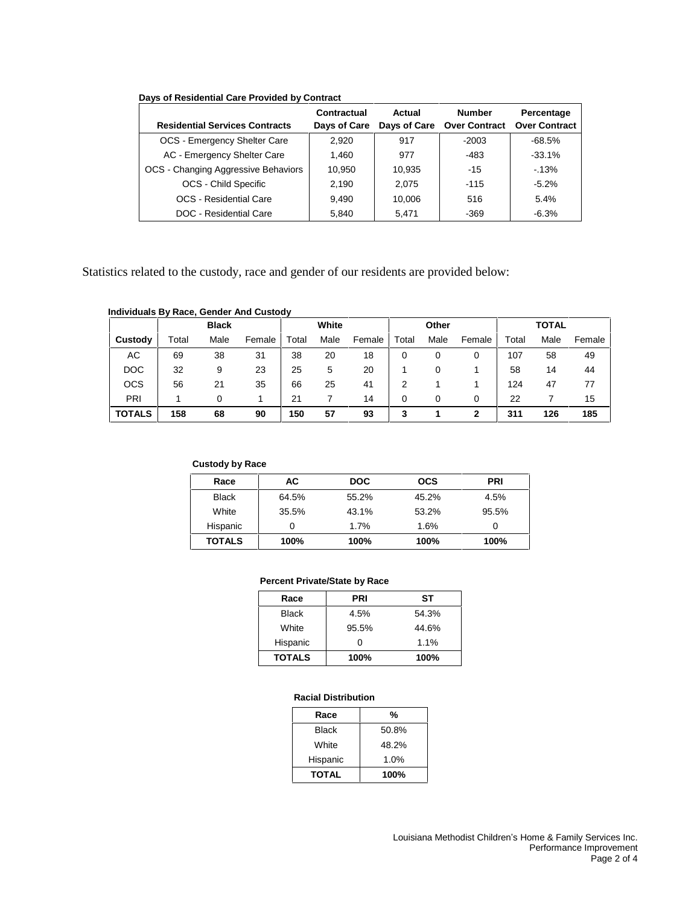**Days of Residential Care Provided by Contract**

| Residential Services Contracts | Contractual Days of Care | Actual Days of Care | Number Over Contract | Percentage Over Contract |
|---|---|---|---|---|
| OCS - Emergency Shelter Care | 2,920 | 917 | -2003 | -68.5% |
| AC - Emergency Shelter Care | 1,460 | 977 | -483 | -33.1% |
| OCS - Changing Aggressive Behaviors | 10,950 | 10,935 | -15 | -.13% |
| OCS - Child Specific | 2,190 | 2,075 | -115 | -5.2% |
| OCS - Residential Care | 9,490 | 10,006 | 516 | 5.4% |
| DOC - Residential Care | 5,840 | 5,471 | -369 | -6.3% |

Statistics related to the custody, race and gender of our residents are provided below:

**Individuals By Race, Gender And Custody**

| | Black | | | White | | | Other | | | TOTAL | | |
|---|---|---|---|---|---|---|---|---|---|---|---|---|
| Custody | Total | Male | Female | Total | Male | Female | Total | Male | Female | Total | Male | Female |
| AC | 69 | 38 | 31 | 38 | 20 | 18 | 0 | 0 | 0 | 107 | 58 | 49 |
| DOC | 32 | 9 | 23 | 25 | 5 | 20 | 1 | 0 | 1 | 58 | 14 | 44 |
| OCS | 56 | 21 | 35 | 66 | 25 | 41 | 2 | 1 | 1 | 124 | 47 | 77 |
| PRI | 1 | 0 | 1 | 21 | 7 | 14 | 0 | 0 | 0 | 22 | 7 | 15 |
| **TOTALS** | **158** | **68** | **90** | **150** | **57** | **93** | **3** | **1** | **2** | **311** | **126** | **185** |

**Custody by Race**

| Race | AC | DOC | OCS | PRI |
|---|---|---|---|---|
| Black | 64.5% | 55.2% | 45.2% | 4.5% |
| White | 35.5% | 43.1% | 53.2% | 95.5% |
| Hispanic | 0 | 1.7% | 1.6% | 0 |
| **TOTALS** | **100%** | **100%** | **100%** | **100%** |

**Percent Private/State by Race**

| Race | PRI | ST |
|---|---|---|
| Black | 4.5% | 54.3% |
| White | 95.5% | 44.6% |
| Hispanic | 0 | 1.1% |
| **TOTALS** | **100%** | **100%** |

**Racial Distribution**

| Race | % |
|---|---|
| Black | 50.8% |
| White | 48.2% |
| Hispanic | 1.0% |
| **TOTAL** | **100%** |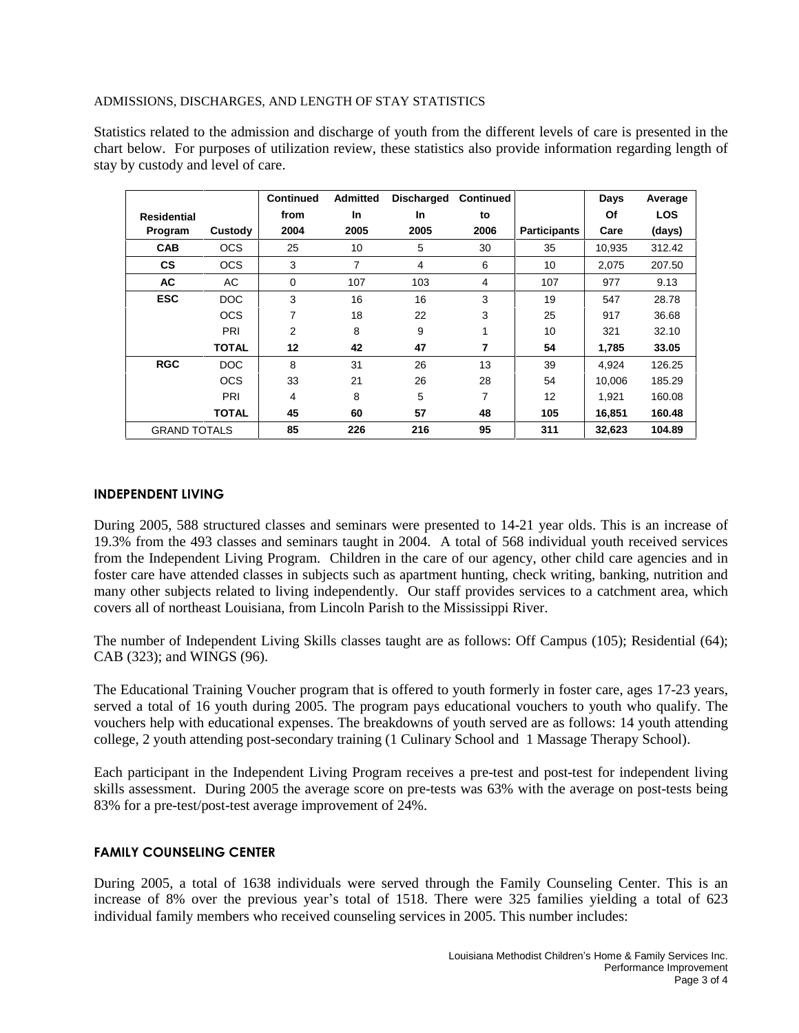ADMISSIONS, DISCHARGES, AND LENGTH OF STAY STATISTICS

Statistics related to the admission and discharge of youth from the different levels of care is presented in the chart below. For purposes of utilization review, these statistics also provide information regarding length of stay by custody and level of care.

| Residential Program | Custody | Continued from 2004 | Admitted In 2005 | Discharged In 2005 | Continued to 2006 | Participants | Days Of Care | Average LOS (days) |
|---|---|---|---|---|---|---|---|---|
| **CAB** | OCS | 25 | 10 | 5 | 30 | 35 | 10,935 | 312.42 |
| **CS** | OCS | 3 | 7 | 4 | 6 | 10 | 2,075 | 207.50 |
| **AC** | AC | 0 | 107 | 103 | 4 | 107 | 977 | 9.13 |
| **ESC** | DOC | 3 | 16 | 16 | 3 | 19 | 547 | 28.78 |
| | OCS | 7 | 18 | 22 | 3 | 25 | 917 | 36.68 |
| | PRI | 2 | 8 | 9 | 1 | 10 | 321 | 32.10 |
| | **TOTAL** | **12** | **42** | **47** | **7** | **54** | **1,785** | **33.05** |
| **RGC** | DOC | 8 | 31 | 26 | 13 | 39 | 4,924 | 126.25 |
| | OCS | 33 | 21 | 26 | 28 | 54 | 10,006 | 185.29 |
| | PRI | 4 | 8 | 5 | 7 | 12 | 1,921 | 160.08 |
| | **TOTAL** | **45** | **60** | **57** | **48** | **105** | **16,851** | **160.48** |
| GRAND TOTALS | | **85** | **226** | **216** | **95** | **311** | **32,623** | **104.89** |

## INDEPENDENT LIVING

During 2005, 588 structured classes and seminars were presented to 14-21 year olds. This is an increase of 19.3% from the 493 classes and seminars taught in 2004. A total of 568 individual youth received services from the Independent Living Program. Children in the care of our agency, other child care agencies and in foster care have attended classes in subjects such as apartment hunting, check writing, banking, nutrition and many other subjects related to living independently. Our staff provides services to a catchment area, which covers all of northeast Louisiana, from Lincoln Parish to the Mississippi River.

The number of Independent Living Skills classes taught are as follows: Off Campus (105); Residential (64); CAB (323); and WINGS (96).

The Educational Training Voucher program that is offered to youth formerly in foster care, ages 17-23 years, served a total of 16 youth during 2005. The program pays educational vouchers to youth who qualify. The vouchers help with educational expenses. The breakdowns of youth served are as follows: 14 youth attending college, 2 youth attending post-secondary training (1 Culinary School and 1 Massage Therapy School).

Each participant in the Independent Living Program receives a pre-test and post-test for independent living skills assessment. During 2005 the average score on pre-tests was 63% with the average on post-tests being 83% for a pre-test/post-test average improvement of 24%.

## FAMILY COUNSELING CENTER

During 2005, a total of 1638 individuals were served through the Family Counseling Center. This is an increase of 8% over the previous year's total of 1518. There were 325 families yielding a total of 623 individual family members who received counseling services in 2005. This number includes: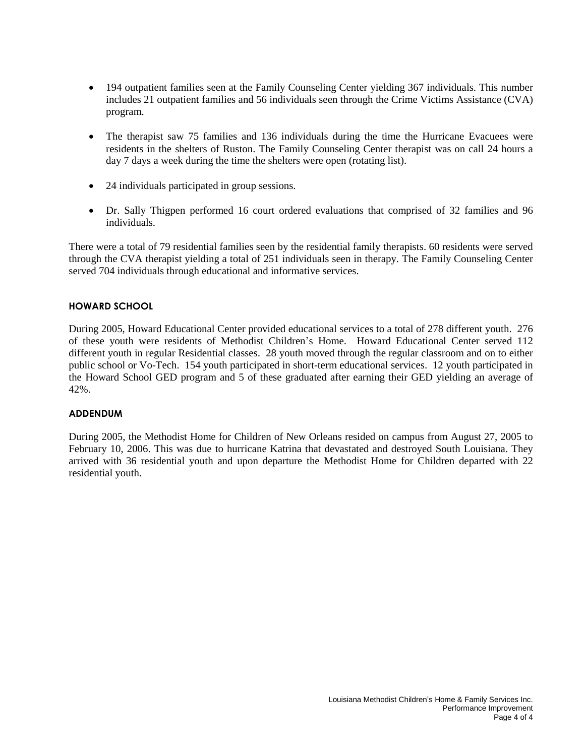- 194 outpatient families seen at the Family Counseling Center yielding 367 individuals. This number includes 21 outpatient families and 56 individuals seen through the Crime Victims Assistance (CVA) program.

- The therapist saw 75 families and 136 individuals during the time the Hurricane Evacuees were residents in the shelters of Ruston. The Family Counseling Center therapist was on call 24 hours a day 7 days a week during the time the shelters were open (rotating list).

- 24 individuals participated in group sessions.

- Dr. Sally Thigpen performed 16 court ordered evaluations that comprised of 32 families and 96 individuals.

There were a total of 79 residential families seen by the residential family therapists. 60 residents were served through the CVA therapist yielding a total of 251 individuals seen in therapy. The Family Counseling Center served 704 individuals through educational and informative services.

#### HOWARD SCHOOL

During 2005, Howard Educational Center provided educational services to a total of 278 different youth. 276 of these youth were residents of Methodist Children's Home. Howard Educational Center served 112 different youth in regular Residential classes. 28 youth moved through the regular classroom and on to either public school or Vo-Tech. 154 youth participated in short-term educational services. 12 youth participated in the Howard School GED program and 5 of these graduated after earning their GED yielding an average of 42%.

#### ADDENDUM

During 2005, the Methodist Home for Children of New Orleans resided on campus from August 27, 2005 to February 10, 2006. This was due to hurricane Katrina that devastated and destroyed South Louisiana. They arrived with 36 residential youth and upon departure the Methodist Home for Children departed with 22 residential youth.